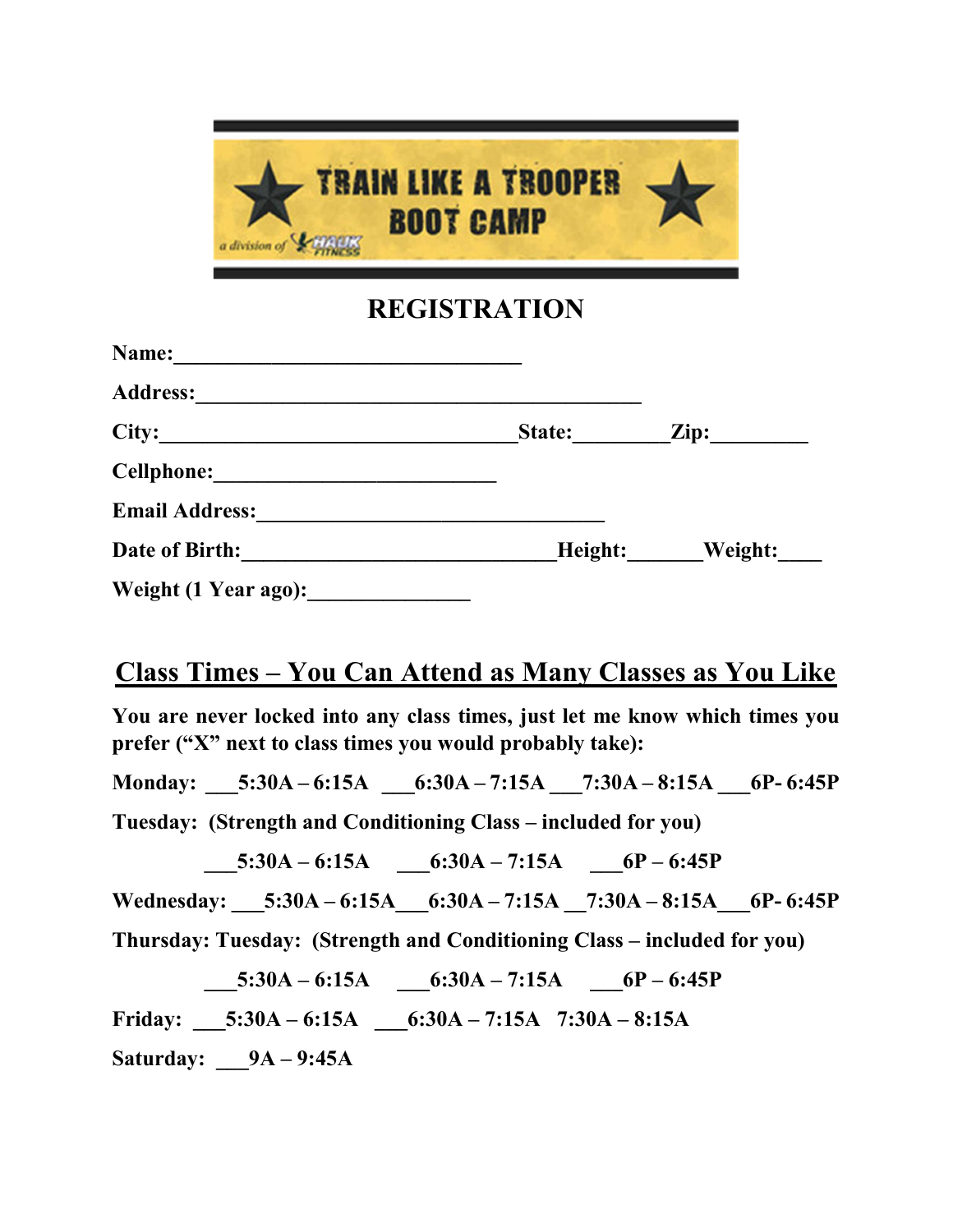TRAIN LIKE A TROOPER BOOT CAMP

a division of HAUK FITNESS

# REGISTRATION

**Name:**________________________________

**Address:**__________________________________________

**City:**_________________________________**State:**_________**Zip:**_________

**Cellphone:**__________________________

**Email Address:**________________________________

**Date of Birth:**_____________________________**Height:**_______**Weight:**____

**Weight (1 Year ago):**_______________

## Class Times – You Can Attend as Many Classes as You Like

**You are never locked into any class times, just let me know which times you prefer ("X" next to class times you would probably take):**

**Monday:** ___5:30A – 6:15A ___6:30A – 7:15A ___7:30A – 8:15A ___6P- 6:45P

**Tuesday: (Strength and Conditioning Class – included for you)**

___5:30A – 6:15A ___6:30A – 7:15A ___6P – 6:45P

**Wednesday:** ___5:30A – 6:15A___6:30A – 7:15A __7:30A – 8:15A___6P- 6:45P

**Thursday: Tuesday: (Strength and Conditioning Class – included for you)**

___5:30A – 6:15A ___6:30A – 7:15A ___6P – 6:45P

**Friday:** ___5:30A – 6:15A ___6:30A – 7:15A 7:30A – 8:15A

**Saturday:** ___9A – 9:45A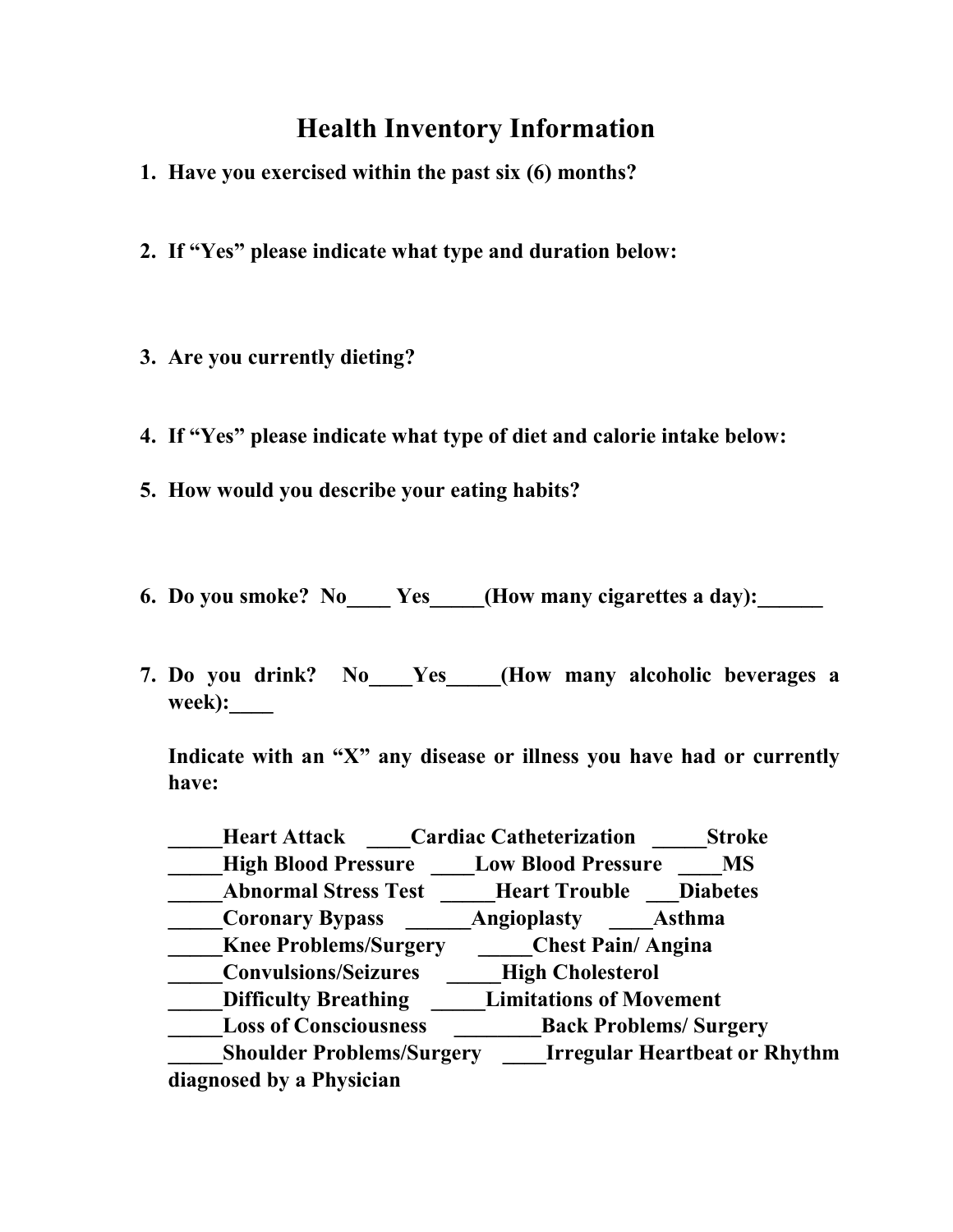# Health Inventory Information

1. **Have you exercised within the past six (6) months?**

2. **If "Yes" please indicate what type and duration below:**

3. **Are you currently dieting?**

4. **If "Yes" please indicate what type of diet and calorie intake below:**

5. **How would you describe your eating habits?**

6. **Do you smoke? No____ Yes_____(How many cigarettes a day):______**

7. **Do you drink? No____Yes_____(How many alcoholic beverages a week):____**

**Indicate with an "X" any disease or illness you have had or currently have:**

**_____Heart Attack ____Cardiac Catheterization _____Stroke**
**_____High Blood Pressure ____Low Blood Pressure ____MS**
**_____Abnormal Stress Test _____Heart Trouble ___Diabetes**
**_____Coronary Bypass ______Angioplasty ____Asthma**
**_____Knee Problems/Surgery _____Chest Pain/ Angina**
**_____Convulsions/Seizures _____High Cholesterol**
**_____Difficulty Breathing _____Limitations of Movement**
**_____Loss of Consciousness ________Back Problems/ Surgery**
**_____Shoulder Problems/Surgery ____Irregular Heartbeat or Rhythm diagnosed by a Physician**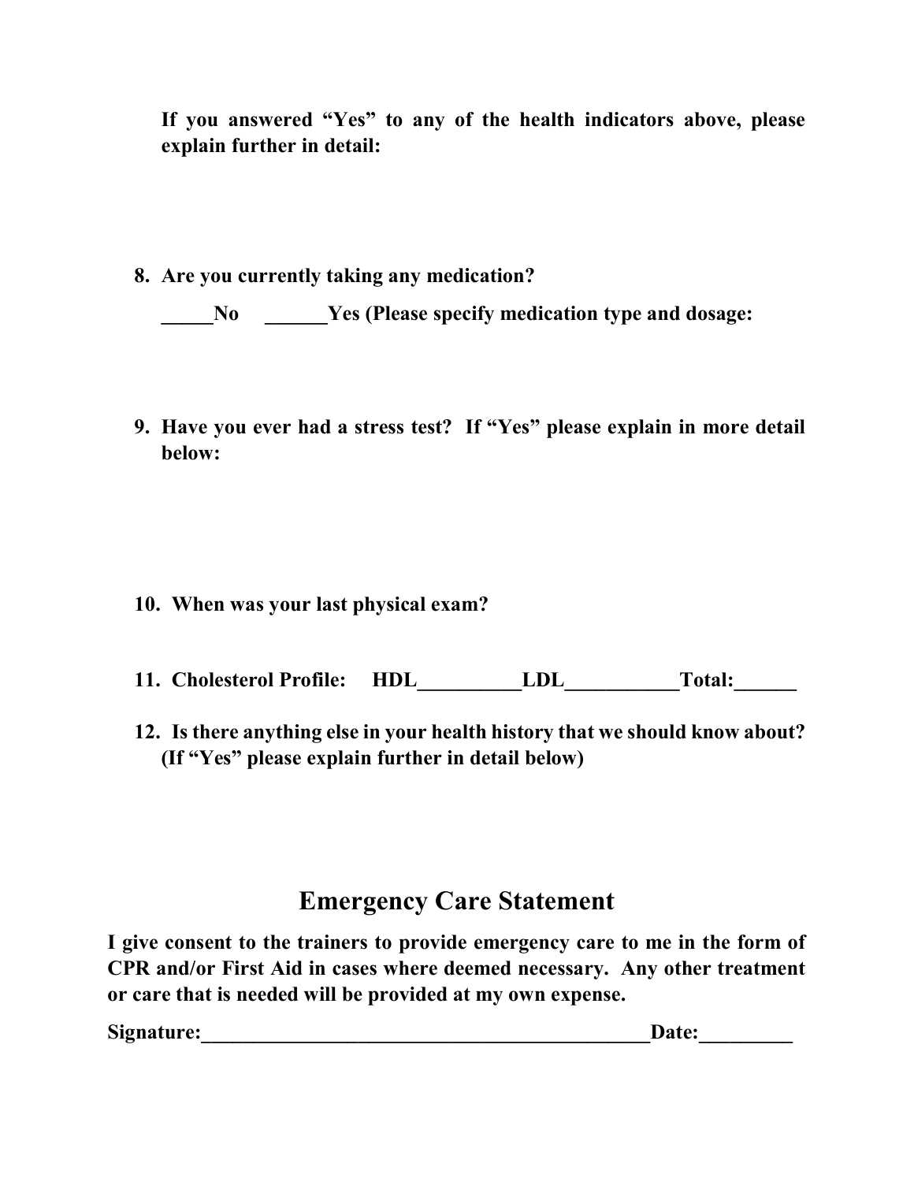**If you answered "Yes" to any of the health indicators above, please explain further in detail:**

8. **Are you currently taking any medication?**

   **_____No ______Yes (Please specify medication type and dosage:**

9. **Have you ever had a stress test? If "Yes" please explain in more detail below:**

10. **When was your last physical exam?**

11. **Cholesterol Profile: HDL__________LDL___________Total:______**

12. **Is there anything else in your health history that we should know about? (If "Yes" please explain further in detail below)**

## Emergency Care Statement

**I give consent to the trainers to provide emergency care to me in the form of CPR and/or First Aid in cases where deemed necessary. Any other treatment or care that is needed will be provided at my own expense.**

**Signature:_____________________________________________Date:_________**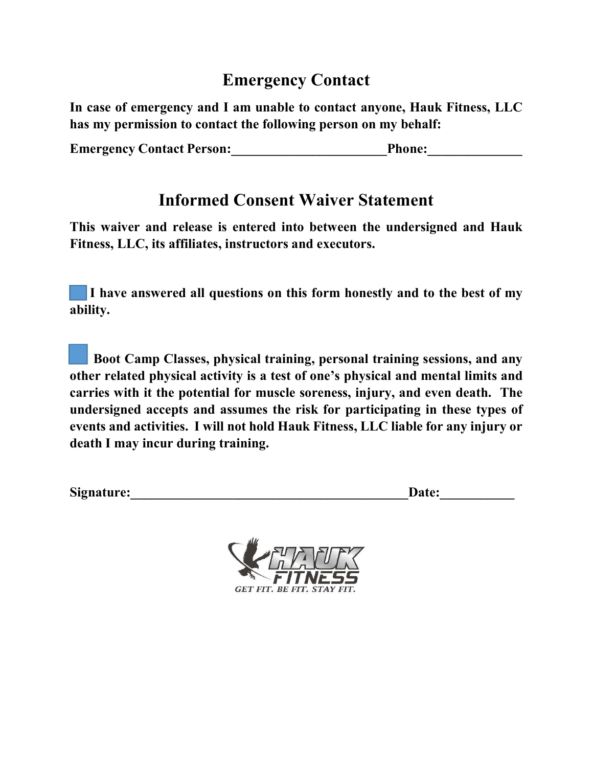## Emergency Contact

**In case of emergency and I am unable to contact anyone, Hauk Fitness, LLC has my permission to contact the following person on my behalf:**

**Emergency Contact Person:________________________Phone:______________**

## Informed Consent Waiver Statement

**This waiver and release is entered into between the undersigned and Hauk Fitness, LLC, its affiliates, instructors and executors.**

- [ ] **I have answered all questions on this form honestly and to the best of my ability.**

- [ ] **Boot Camp Classes, physical training, personal training sessions, and any other related physical activity is a test of one's physical and mental limits and carries with it the potential for muscle soreness, injury, and even death. The undersigned accepts and assumes the risk for participating in these types of events and activities. I will not hold Hauk Fitness, LLC liable for any injury or death I may incur during training.**

**Signature:__________________________________________Date:___________**

HAUK FITNESS

GET FIT. BE FIT. STAY FIT.